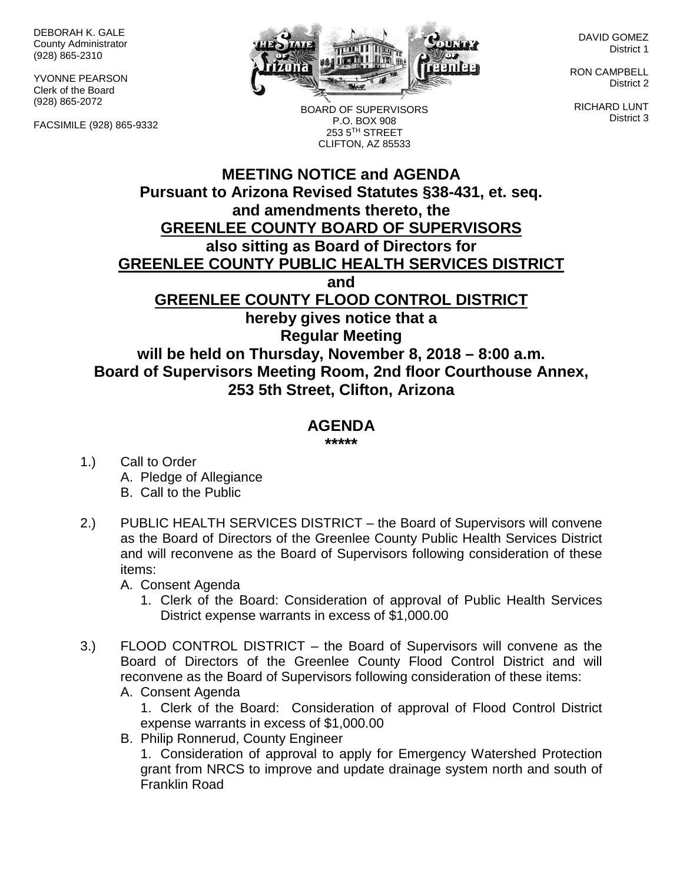DEBORAH K. GALE
County Administrator
(928) 865-2310

YVONNE PEARSON
Clerk of the Board
(928) 865-2072

FACSIMILE (928) 865-9332

BOARD OF SUPERVISORS
P.O. BOX 908
253 5TH STREET
CLIFTON, AZ 85533

DAVID GOMEZ
District 1

RON CAMPBELL
District 2

RICHARD LUNT
District 3

# MEETING NOTICE and AGENDA

**Pursuant to Arizona Revised Statutes §38-431, et. seq.
and amendments thereto, the**
**<u>GREENLEE COUNTY BOARD OF SUPERVISORS</u>**
**also sitting as Board of Directors for**
**<u>GREENLEE COUNTY PUBLIC HEALTH SERVICES DISTRICT</u>**
**and**
**<u>GREENLEE COUNTY FLOOD CONTROL DISTRICT</u>**
**hereby gives notice that a**
**Regular Meeting**
**will be held on Thursday, November 8, 2018 – 8:00 a.m.**
**Board of Supervisors Meeting Room, 2nd floor Courthouse Annex,**
**253 5th Street, Clifton, Arizona**

## AGENDA

**\*\*\*\*\***

1.) Call to Order
   A. Pledge of Allegiance
   B. Call to the Public

2.) PUBLIC HEALTH SERVICES DISTRICT – the Board of Supervisors will convene as the Board of Directors of the Greenlee County Public Health Services District and will reconvene as the Board of Supervisors following consideration of these items:
   A. Consent Agenda
      1. Clerk of the Board: Consideration of approval of Public Health Services District expense warrants in excess of $1,000.00

3.) FLOOD CONTROL DISTRICT – the Board of Supervisors will convene as the Board of Directors of the Greenlee County Flood Control District and will reconvene as the Board of Supervisors following consideration of these items:
   A. Consent Agenda
      1. Clerk of the Board: Consideration of approval of Flood Control District expense warrants in excess of $1,000.00
   B. Philip Ronnerud, County Engineer
      1. Consideration of approval to apply for Emergency Watershed Protection grant from NRCS to improve and update drainage system north and south of Franklin Road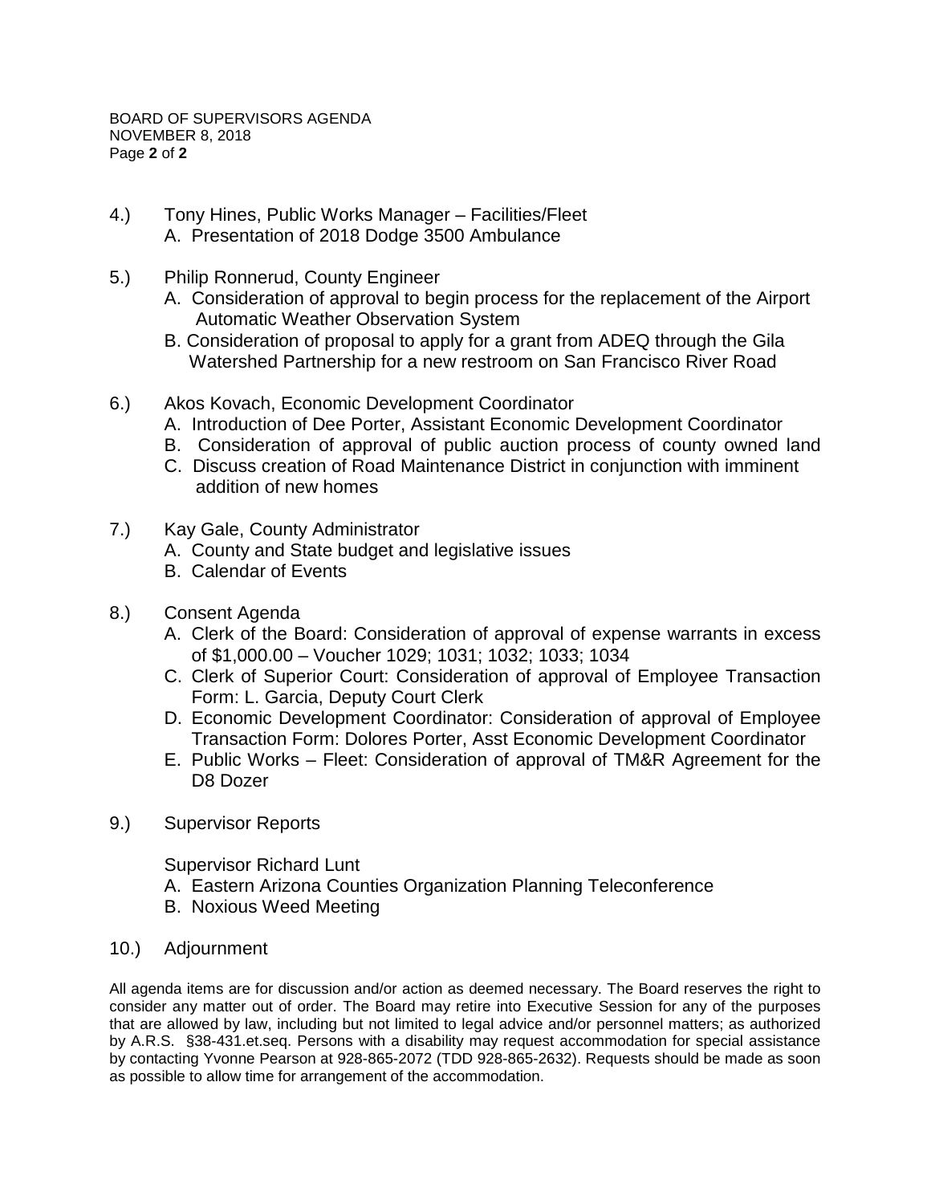4.) Tony Hines, Public Works Manager – Facilities/Fleet
   A. Presentation of 2018 Dodge 3500 Ambulance

5.) Philip Ronnerud, County Engineer
   A. Consideration of approval to begin process for the replacement of the Airport Automatic Weather Observation System
   B. Consideration of proposal to apply for a grant from ADEQ through the Gila Watershed Partnership for a new restroom on San Francisco River Road

6.) Akos Kovach, Economic Development Coordinator
   A. Introduction of Dee Porter, Assistant Economic Development Coordinator
   B. Consideration of approval of public auction process of county owned land
   C. Discuss creation of Road Maintenance District in conjunction with imminent addition of new homes

7.) Kay Gale, County Administrator
   A. County and State budget and legislative issues
   B. Calendar of Events

8.) Consent Agenda
   A. Clerk of the Board: Consideration of approval of expense warrants in excess of $1,000.00 – Voucher 1029; 1031; 1032; 1033; 1034
   C. Clerk of Superior Court: Consideration of approval of Employee Transaction Form: L. Garcia, Deputy Court Clerk
   D. Economic Development Coordinator: Consideration of approval of Employee Transaction Form: Dolores Porter, Asst Economic Development Coordinator
   E. Public Works – Fleet: Consideration of approval of TM&R Agreement for the D8 Dozer

9.) Supervisor Reports

   Supervisor Richard Lunt
   A. Eastern Arizona Counties Organization Planning Teleconference
   B. Noxious Weed Meeting

10.) Adjournment

All agenda items are for discussion and/or action as deemed necessary. The Board reserves the right to consider any matter out of order. The Board may retire into Executive Session for any of the purposes that are allowed by law, including but not limited to legal advice and/or personnel matters; as authorized by A.R.S. §38-431.et.seq. Persons with a disability may request accommodation for special assistance by contacting Yvonne Pearson at 928-865-2072 (TDD 928-865-2632). Requests should be made as soon as possible to allow time for arrangement of the accommodation.